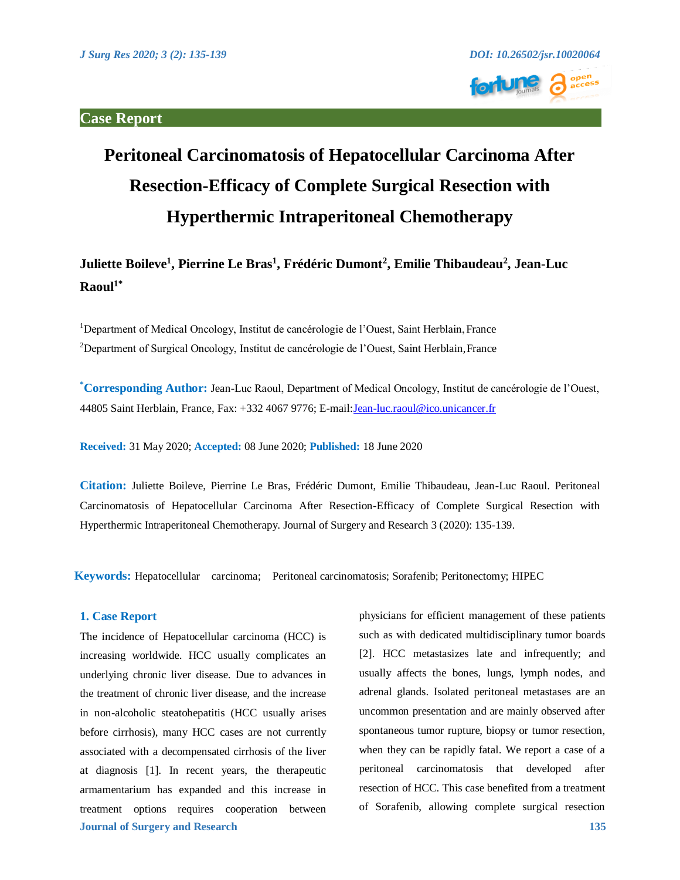Case Report

# Peritoneal Carcinomatosis of Hepatocellular Carcinoma After Resection-Efficacy of Complete Surgical Resection with Hyperthermic Intraperitoneal Chemotherapy

**Juliette Boileve[1], Pierrine Le Bras[1], Frédéric Dumont[2], Emilie Thibaudeau[2], Jean-Luc Raoul[1*]**

[1]Department of Medical Oncology, Institut de cancérologie de l'Ouest, Saint Herblain, France

[2]Department of Surgical Oncology, Institut de cancérologie de l'Ouest, Saint Herblain, France

**[*]Corresponding Author:** Jean-Luc Raoul, Department of Medical Oncology, Institut de cancérologie de l'Ouest, 44805 Saint Herblain, France, Fax: +332 4067 9776; E-mail: Jean-luc.raoul@ico.unicancer.fr

**Received:** 31 May 2020; **Accepted:** 08 June 2020; **Published:** 18 June 2020

**Citation:** Juliette Boileve, Pierrine Le Bras, Frédéric Dumont, Emilie Thibaudeau, Jean-Luc Raoul. Peritoneal Carcinomatosis of Hepatocellular Carcinoma After Resection-Efficacy of Complete Surgical Resection with Hyperthermic Intraperitoneal Chemotherapy. Journal of Surgery and Research 3 (2020): 135-139.

**Keywords:** Hepatocellular carcinoma; Peritoneal carcinomatosis; Sorafenib; Peritonectomy; HIPEC

## 1. Case Report

The incidence of Hepatocellular carcinoma (HCC) is increasing worldwide. HCC usually complicates an underlying chronic liver disease. Due to advances in the treatment of chronic liver disease, and the increase in non-alcoholic steatohepatitis (HCC usually arises before cirrhosis), many HCC cases are not currently associated with a decompensated cirrhosis of the liver at diagnosis [1]. In recent years, the therapeutic armamentarium has expanded and this increase in treatment options requires cooperation between physicians for efficient management of these patients such as with dedicated multidisciplinary tumor boards [2]. HCC metastasizes late and infrequently; and usually affects the bones, lungs, lymph nodes, and adrenal glands. Isolated peritoneal metastases are an uncommon presentation and are mainly observed after spontaneous tumor rupture, biopsy or tumor resection, when they can be rapidly fatal. We report a case of a peritoneal carcinomatosis that developed after resection of HCC. This case benefited from a treatment of Sorafenib, allowing complete surgical resection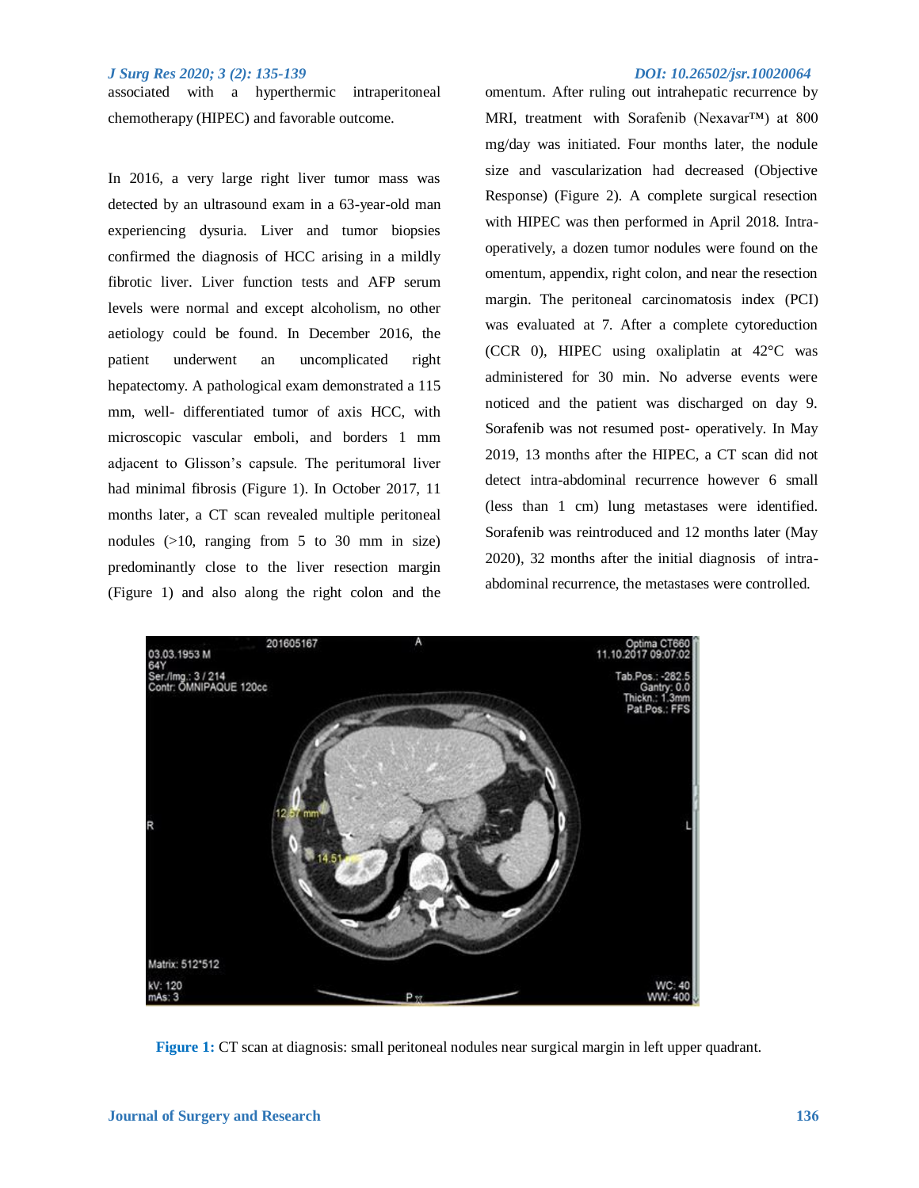associated with a hyperthermic intraperitoneal chemotherapy (HIPEC) and favorable outcome.

In 2016, a very large right liver tumor mass was detected by an ultrasound exam in a 63-year-old man experiencing dysuria. Liver and tumor biopsies confirmed the diagnosis of HCC arising in a mildly fibrotic liver. Liver function tests and AFP serum levels were normal and except alcoholism, no other aetiology could be found. In December 2016, the patient underwent an uncomplicated right hepatectomy. A pathological exam demonstrated a 115 mm, well- differentiated tumor of axis HCC, with microscopic vascular emboli, and borders 1 mm adjacent to Glisson's capsule. The peritumoral liver had minimal fibrosis (Figure 1). In October 2017, 11 months later, a CT scan revealed multiple peritoneal nodules (>10, ranging from 5 to 30 mm in size) predominantly close to the liver resection margin (Figure 1) and also along the right colon and the omentum. After ruling out intrahepatic recurrence by MRI, treatment with Sorafenib (Nexavar™) at 800 mg/day was initiated. Four months later, the nodule size and vascularization had decreased (Objective Response) (Figure 2). A complete surgical resection with HIPEC was then performed in April 2018. Intra-operatively, a dozen tumor nodules were found on the omentum, appendix, right colon, and near the resection margin. The peritoneal carcinomatosis index (PCI) was evaluated at 7. After a complete cytoreduction (CCR 0), HIPEC using oxaliplatin at 42°C was administered for 30 min. No adverse events were noticed and the patient was discharged on day 9. Sorafenib was not resumed post- operatively. In May 2019, 13 months after the HIPEC, a CT scan did not detect intra-abdominal recurrence however 6 small (less than 1 cm) lung metastases were identified. Sorafenib was reintroduced and 12 months later (May 2020), 32 months after the initial diagnosis of intra-abdominal recurrence, the metastases were controlled.

**Figure 1:** CT scan at diagnosis: small peritoneal nodules near surgical margin in left upper quadrant.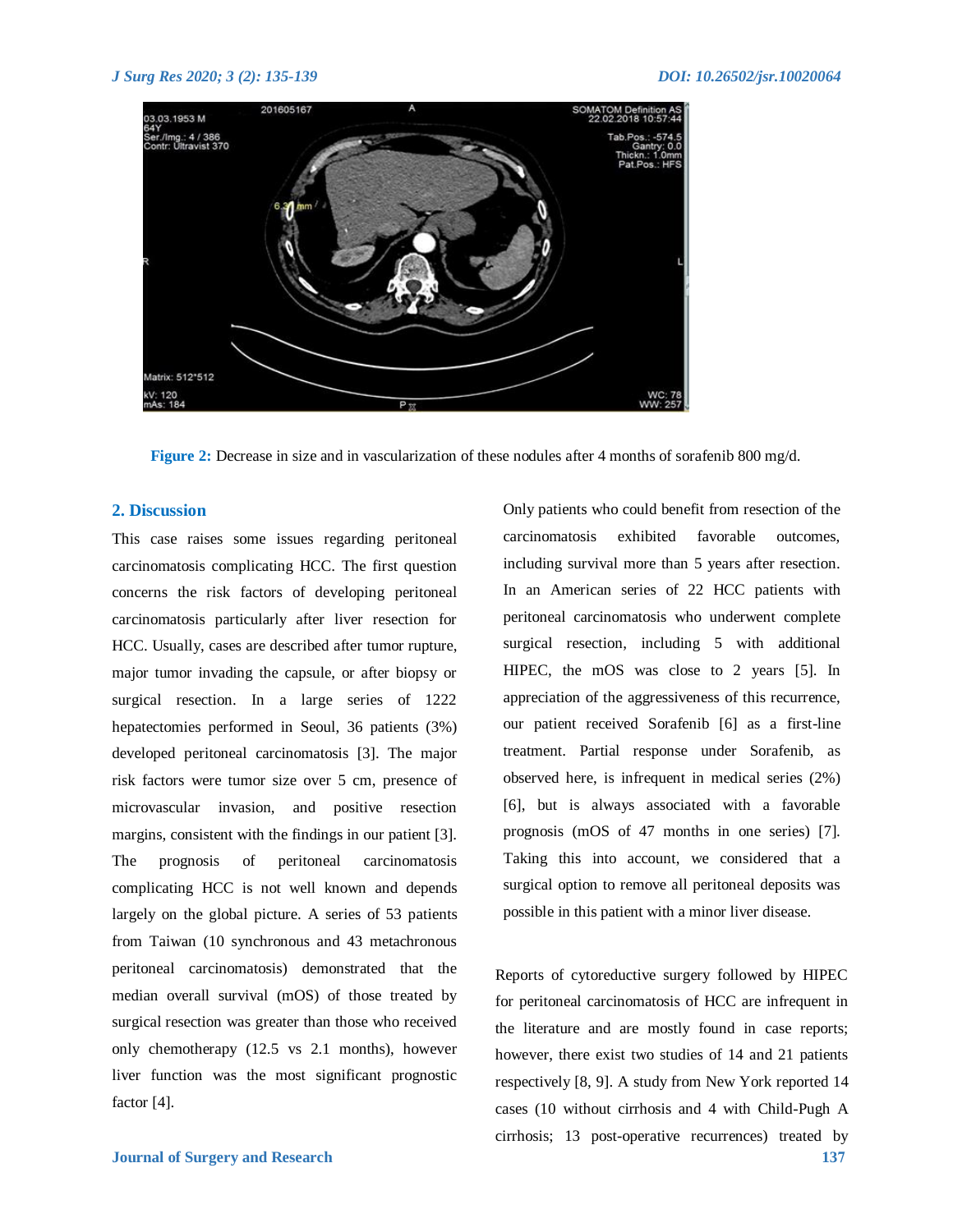**Figure 2:** Decrease in size and in vascularization of these nodules after 4 months of sorafenib 800 mg/d.

## 2. Discussion

This case raises some issues regarding peritoneal carcinomatosis complicating HCC. The first question concerns the risk factors of developing peritoneal carcinomatosis particularly after liver resection for HCC. Usually, cases are described after tumor rupture, major tumor invading the capsule, or after biopsy or surgical resection. In a large series of 1222 hepatectomies performed in Seoul, 36 patients (3%) developed peritoneal carcinomatosis [3]. The major risk factors were tumor size over 5 cm, presence of microvascular invasion, and positive resection margins, consistent with the findings in our patient [3]. The prognosis of peritoneal carcinomatosis complicating HCC is not well known and depends largely on the global picture. A series of 53 patients from Taiwan (10 synchronous and 43 metachronous peritoneal carcinomatosis) demonstrated that the median overall survival (mOS) of those treated by surgical resection was greater than those who received only chemotherapy (12.5 vs 2.1 months), however liver function was the most significant prognostic factor [4].

Only patients who could benefit from resection of the carcinomatosis exhibited favorable outcomes, including survival more than 5 years after resection. In an American series of 22 HCC patients with peritoneal carcinomatosis who underwent complete surgical resection, including 5 with additional HIPEC, the mOS was close to 2 years [5]. In appreciation of the aggressiveness of this recurrence, our patient received Sorafenib [6] as a first-line treatment. Partial response under Sorafenib, as observed here, is infrequent in medical series (2%) [6], but is always associated with a favorable prognosis (mOS of 47 months in one series) [7]. Taking this into account, we considered that a surgical option to remove all peritoneal deposits was possible in this patient with a minor liver disease.

Reports of cytoreductive surgery followed by HIPEC for peritoneal carcinomatosis of HCC are infrequent in the literature and are mostly found in case reports; however, there exist two studies of 14 and 21 patients respectively [8, 9]. A study from New York reported 14 cases (10 without cirrhosis and 4 with Child-Pugh A cirrhosis; 13 post-operative recurrences) treated by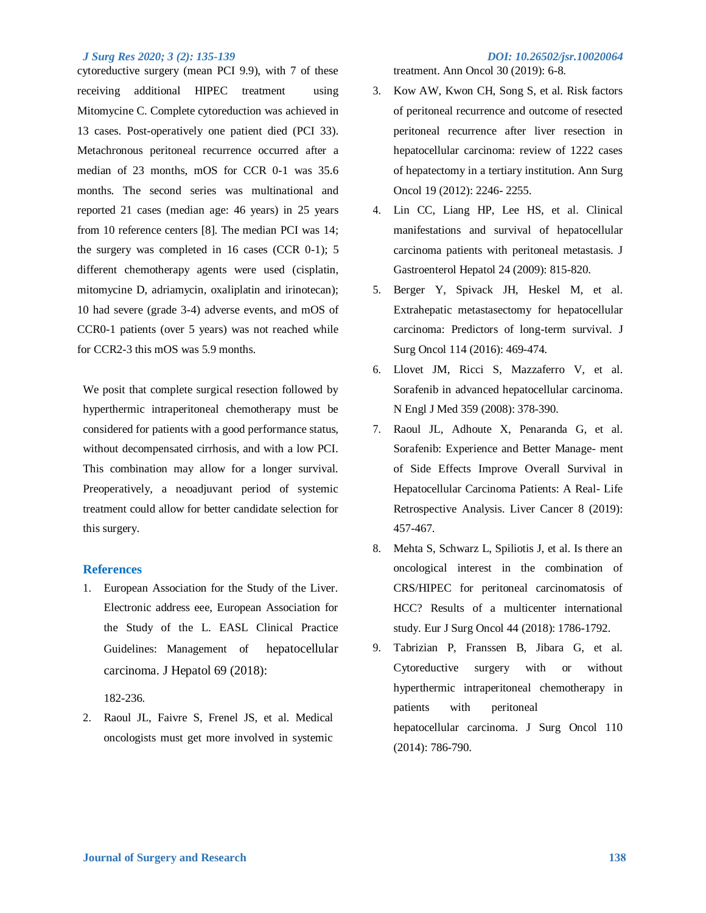cytoreductive surgery (mean PCI 9.9), with 7 of these receiving additional HIPEC treatment using Mitomycine C. Complete cytoreduction was achieved in 13 cases. Post-operatively one patient died (PCI 33). Metachronous peritoneal recurrence occurred after a median of 23 months, mOS for CCR 0-1 was 35.6 months. The second series was multinational and reported 21 cases (median age: 46 years) in 25 years from 10 reference centers [8]. The median PCI was 14; the surgery was completed in 16 cases (CCR 0-1); 5 different chemotherapy agents were used (cisplatin, mitomycine D, adriamycin, oxaliplatin and irinotecan); 10 had severe (grade 3-4) adverse events, and mOS of CCR0-1 patients (over 5 years) was not reached while for CCR2-3 this mOS was 5.9 months.

We posit that complete surgical resection followed by hyperthermic intraperitoneal chemotherapy must be considered for patients with a good performance status, without decompensated cirrhosis, and with a low PCI. This combination may allow for a longer survival. Preoperatively, a neoadjuvant period of systemic treatment could allow for better candidate selection for this surgery.

## References

1. European Association for the Study of the Liver. Electronic address eee, European Association for the Study of the L. EASL Clinical Practice Guidelines: Management of hepatocellular carcinoma. J Hepatol 69 (2018): 182-236.
2. Raoul JL, Faivre S, Frenel JS, et al. Medical oncologists must get more involved in systemic treatment. Ann Oncol 30 (2019): 6-8.
3. Kow AW, Kwon CH, Song S, et al. Risk factors of peritoneal recurrence and outcome of resected peritoneal recurrence after liver resection in hepatocellular carcinoma: review of 1222 cases of hepatectomy in a tertiary institution. Ann Surg Oncol 19 (2012): 2246- 2255.
4. Lin CC, Liang HP, Lee HS, et al. Clinical manifestations and survival of hepatocellular carcinoma patients with peritoneal metastasis. J Gastroenterol Hepatol 24 (2009): 815-820.
5. Berger Y, Spivack JH, Heskel M, et al. Extrahepatic metastasectomy for hepatocellular carcinoma: Predictors of long-term survival. J Surg Oncol 114 (2016): 469-474.
6. Llovet JM, Ricci S, Mazzaferro V, et al. Sorafenib in advanced hepatocellular carcinoma. N Engl J Med 359 (2008): 378-390.
7. Raoul JL, Adhoute X, Penaranda G, et al. Sorafenib: Experience and Better Manage- ment of Side Effects Improve Overall Survival in Hepatocellular Carcinoma Patients: A Real- Life Retrospective Analysis. Liver Cancer 8 (2019): 457-467.
8. Mehta S, Schwarz L, Spiliotis J, et al. Is there an oncological interest in the combination of CRS/HIPEC for peritoneal carcinomatosis of HCC? Results of a multicenter international study. Eur J Surg Oncol 44 (2018): 1786-1792.
9. Tabrizian P, Franssen B, Jibara G, et al. Cytoreductive surgery with or without hyperthermic intraperitoneal chemotherapy in patients with peritoneal hepatocellular carcinoma. J Surg Oncol 110 (2014): 786-790.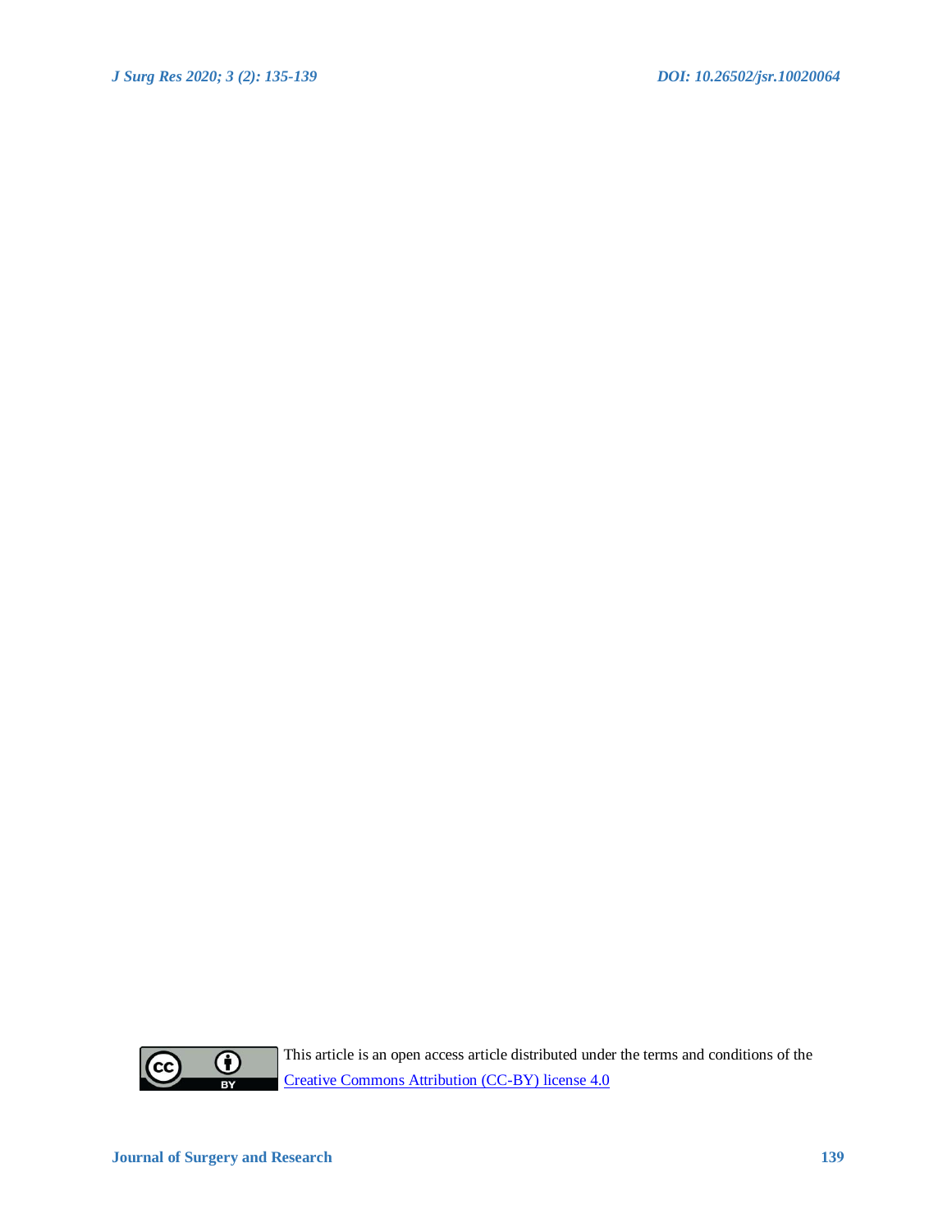This article is an open access article distributed under the terms and conditions of the [Creative Commons Attribution (CC-BY) license 4.0](https://creativecommons.org/licenses/by/4.0/)